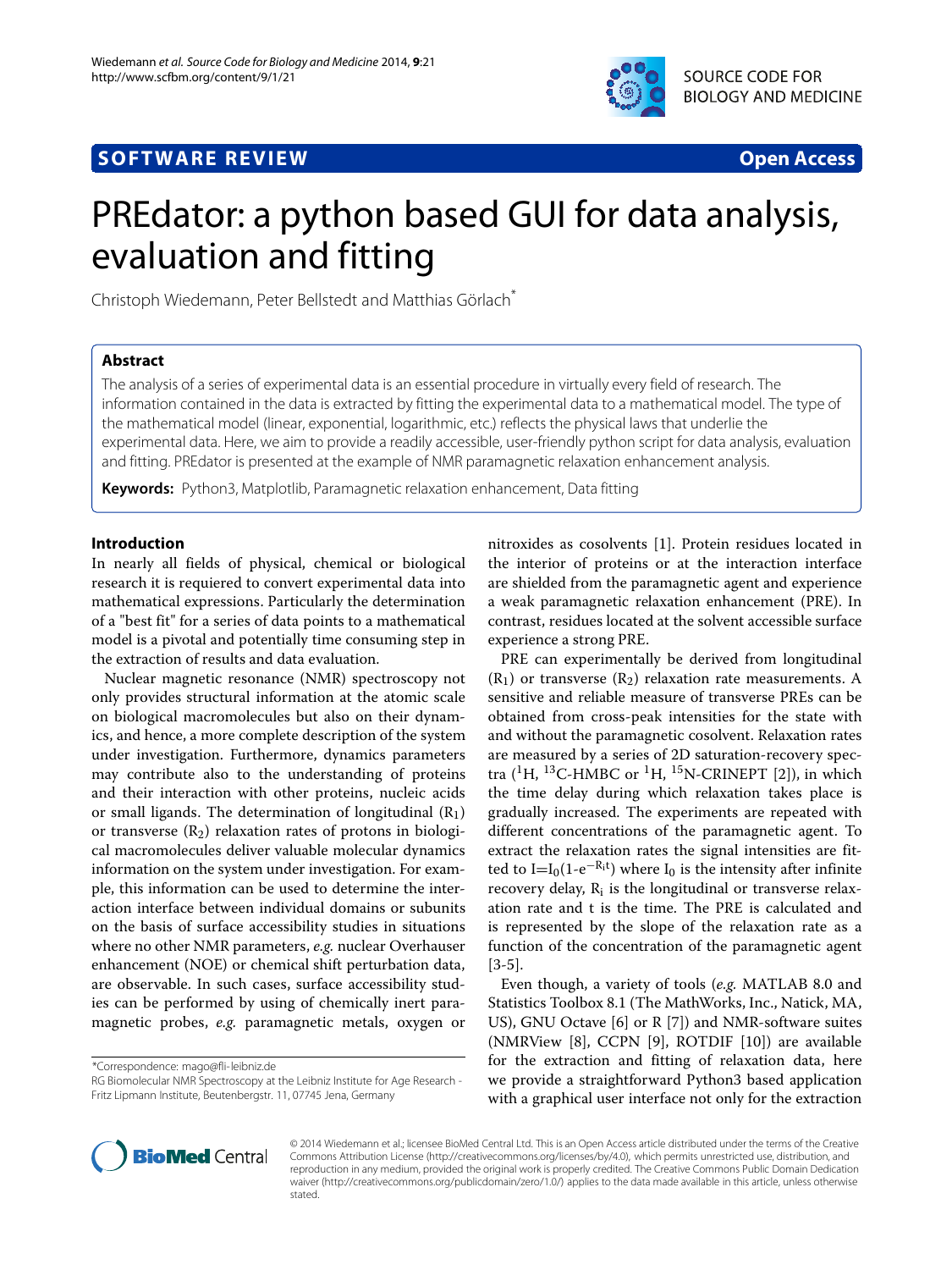SOFTWARE REVIEW · Open Access

# PREdator: a python based GUI for data analysis, evaluation and fitting

Christoph Wiedemann, Peter Bellstedt and Matthias Görlach*

## Abstract

The analysis of a series of experimental data is an essential procedure in virtually every field of research. The information contained in the data is extracted by fitting the experimental data to a mathematical model. The type of the mathematical model (linear, exponential, logarithmic, etc.) reflects the physical laws that underlie the experimental data. Here, we aim to provide a readily accessible, user-friendly python script for data analysis, evaluation and fitting. PREdator is presented at the example of NMR paramagnetic relaxation enhancement analysis.

**Keywords:** Python3, Matplotlib, Paramagnetic relaxation enhancement, Data fitting

## Introduction

In nearly all fields of physical, chemical or biological research it is requiered to convert experimental data into mathematical expressions. Particularly the determination of a "best fit" for a series of data points to a mathematical model is a pivotal and potentially time consuming step in the extraction of results and data evaluation.

Nuclear magnetic resonance (NMR) spectroscopy not only provides structural information at the atomic scale on biological macromolecules but also on their dynamics, and hence, a more complete description of the system under investigation. Furthermore, dynamics parameters may contribute also to the understanding of proteins and their interaction with other proteins, nucleic acids or small ligands. The determination of longitudinal ($R_1$) or transverse ($R_2$) relaxation rates of protons in biological macromolecules deliver valuable molecular dynamics information on the system under investigation. For example, this information can be used to determine the interaction interface between individual domains or subunits on the basis of surface accessibility studies in situations where no other NMR parameters, *e.g.* nuclear Overhauser enhancement (NOE) or chemical shift perturbation data, are observable. In such cases, surface accessibility studies can be performed by using of chemically inert paramagnetic probes, *e.g.* paramagnetic metals, oxygen or nitroxides as cosolvents [1]. Protein residues located in the interior of proteins or at the interaction interface are shielded from the paramagnetic agent and experience a weak paramagnetic relaxation enhancement (PRE). In contrast, residues located at the solvent accessible surface experience a strong PRE.

PRE can experimentally be derived from longitudinal ($R_1$) or transverse ($R_2$) relaxation rate measurements. A sensitive and reliable measure of transverse PREs can be obtained from cross-peak intensities for the state with and without the paramagnetic cosolvent. Relaxation rates are measured by a series of 2D saturation-recovery spectra ($^1$H, $^{13}$C-HMBC or $^1$H, $^{15}$N-CRINEPT [2]), in which the time delay during which relaxation takes place is gradually increased. The experiments are repeated with different concentrations of the paramagnetic agent. To extract the relaxation rates the signal intensities are fitted to $I=I_0(1-e^{-R_i t})$ where $I_0$ is the intensity after infinite recovery delay, $R_i$ is the longitudinal or transverse relaxation rate and t is the time. The PRE is calculated and is represented by the slope of the relaxation rate as a function of the concentration of the paramagnetic agent [3-5].

Even though, a variety of tools (*e.g.* MATLAB 8.0 and Statistics Toolbox 8.1 (The MathWorks, Inc., Natick, MA, US), GNU Octave [6] or R [7]) and NMR-software suites (NMRView [8], CCPN [9], ROTDIF [10]) are available for the extraction and fitting of relaxation data, here we provide a straightforward Python3 based application with a graphical user interface not only for the extraction

*Correspondence: mago@fli-leibniz.de
RG Biomolecular NMR Spectroscopy at the Leibniz Institute for Age Research - Fritz Lipmann Institute, Beutenbergstr. 11, 07745 Jena, Germany

© 2014 Wiedemann et al.; licensee BioMed Central Ltd. This is an Open Access article distributed under the terms of the Creative Commons Attribution License (http://creativecommons.org/licenses/by/4.0), which permits unrestricted use, distribution, and reproduction in any medium, provided the original work is properly credited. The Creative Commons Public Domain Dedication waiver (http://creativecommons.org/publicdomain/zero/1.0/) applies to the data made available in this article, unless otherwise stated.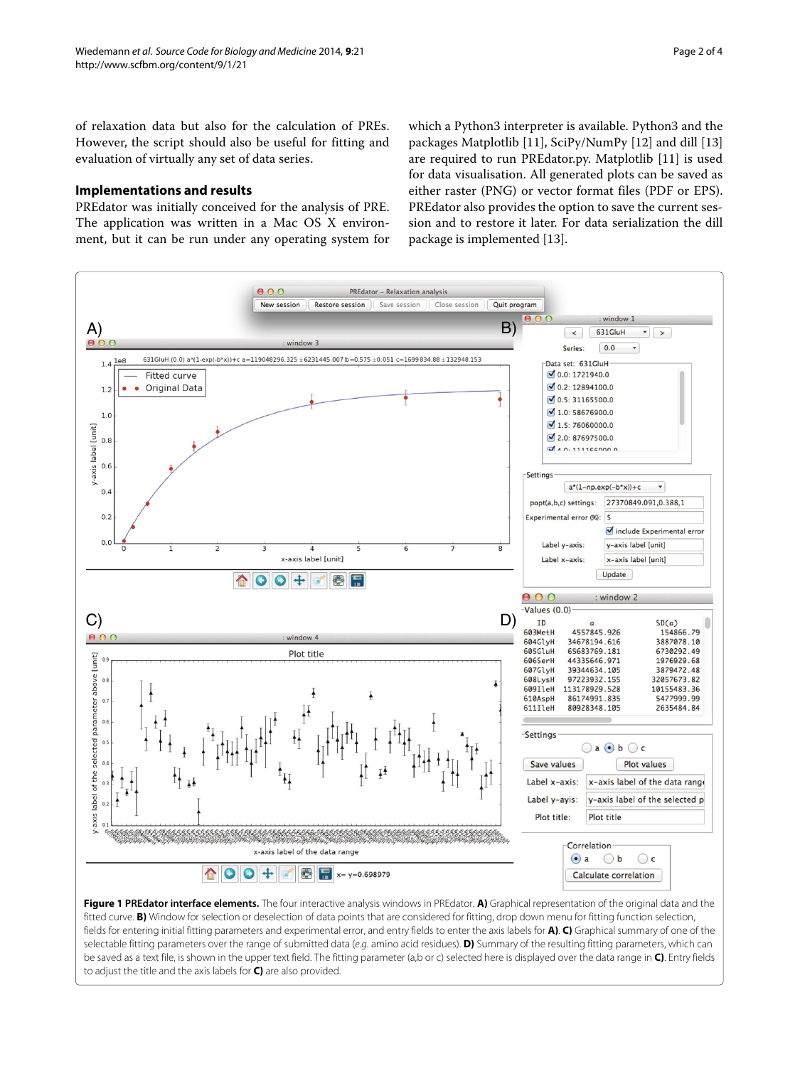of relaxation data but also for the calculation of PREs. However, the script should also be useful for fitting and evaluation of virtually any set of data series.

## Implementations and results

PREdator was initially conceived for the analysis of PRE. The application was written in a Mac OS X environment, but it can be run under any operating system for which a Python3 interpreter is available. Python3 and the packages Matplotlib [11], SciPy/NumPy [12] and dill [13] are required to run PREdator.py. Matplotlib [11] is used for data visualisation. All generated plots can be saved as either raster (PNG) or vector format files (PDF or EPS). PREdator also provides the option to save the current session and to restore it later. For data serialization the dill package is implemented [13].

**Figure 1 PREdator interface elements.** The four interactive analysis windows in PREdator. **A)** Graphical representation of the original data and the fitted curve. **B)** Window for selection or deselection of data points that are considered for fitting, drop down menu for fitting function selection, fields for entering initial fitting parameters and experimental error, and entry fields to enter the axis labels for **A)**. **C)** Graphical summary of one of the selectable fitting parameters over the range of submitted data (*e.g.* amino acid residues). **D)** Summary of the resulting fitting parameters, which can be saved as a text file, is shown in the upper text field. The fitting parameter (a,b or c) selected here is displayed over the data range in **C)**. Entry fields to adjust the title and the axis labels for **C)** are also provided.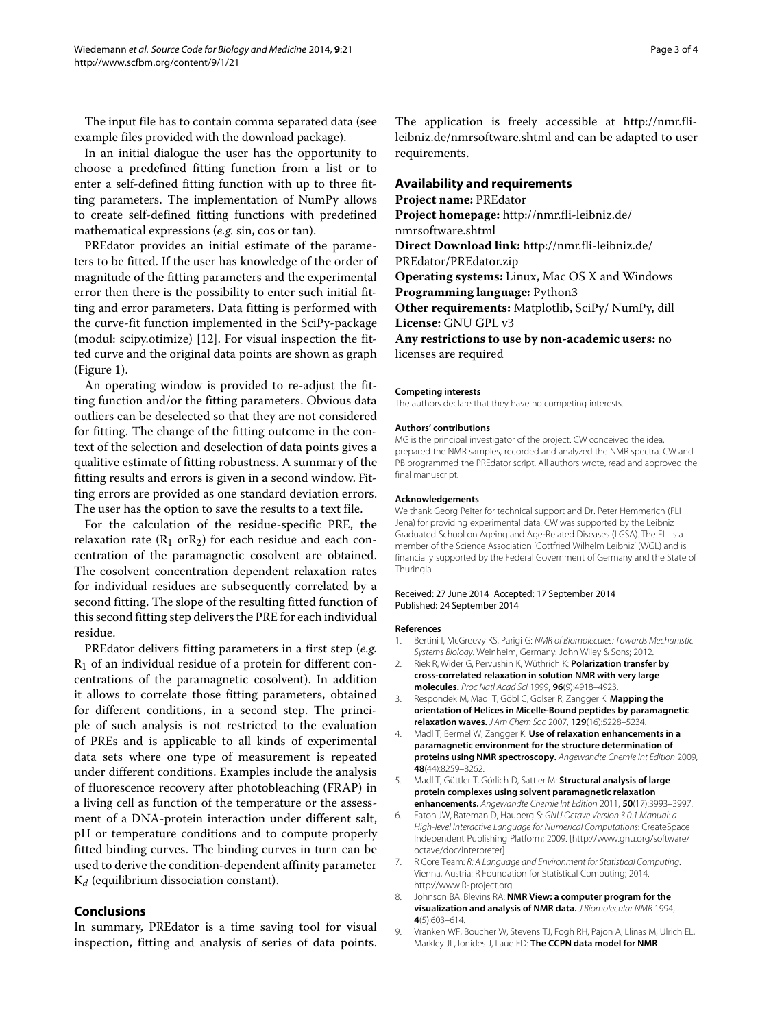The input file has to contain comma separated data (see example files provided with the download package).

In an initial dialogue the user has the opportunity to choose a predefined fitting function from a list or to enter a self-defined fitting function with up to three fitting parameters. The implementation of NumPy allows to create self-defined fitting functions with predefined mathematical expressions (*e.g.* sin, cos or tan).

PREdator provides an initial estimate of the parameters to be fitted. If the user has knowledge of the order of magnitude of the fitting parameters and the experimental error then there is the possibility to enter such initial fitting and error parameters. Data fitting is performed with the curve-fit function implemented in the SciPy-package (modul: scipy.otimize) [12]. For visual inspection the fitted curve and the original data points are shown as graph (Figure 1).

An operating window is provided to re-adjust the fitting function and/or the fitting parameters. Obvious data outliers can be deselected so that they are not considered for fitting. The change of the fitting outcome in the context of the selection and deselection of data points gives a qualitive estimate of fitting robustness. A summary of the fitting results and errors is given in a second window. Fitting errors are provided as one standard deviation errors. The user has the option to save the results to a text file.

For the calculation of the residue-specific PRE, the relaxation rate ($R_1$ or$R_2$) for each residue and each concentration of the paramagnetic cosolvent are obtained. The cosolvent concentration dependent relaxation rates for individual residues are subsequently correlated by a second fitting. The slope of the resulting fitted function of this second fitting step delivers the PRE for each individual residue.

PREdator delivers fitting parameters in a first step (*e.g.* $R_1$ of an individual residue of a protein for different concentrations of the paramagnetic cosolvent). In addition it allows to correlate those fitting parameters, obtained for different conditions, in a second step. The principle of such analysis is not restricted to the evaluation of PREs and is applicable to all kinds of experimental data sets where one type of measurement is repeated under different conditions. Examples include the analysis of fluorescence recovery after photobleaching (FRAP) in a living cell as function of the temperature or the assessment of a DNA-protein interaction under different salt, pH or temperature conditions and to compute properly fitted binding curves. The binding curves in turn can be used to derive the condition-dependent affinity parameter $K_d$ (equilibrium dissociation constant).

## Conclusions

In summary, PREdator is a time saving tool for visual inspection, fitting and analysis of series of data points. The application is freely accessible at http://nmr.fli-leibniz.de/nmrsoftware.shtml and can be adapted to user requirements.

## Availability and requirements

**Project name:** PREdator
**Project homepage:** http://nmr.fli-leibniz.de/nmrsoftware.shtml
**Direct Download link:** http://nmr.fli-leibniz.de/PREdator/PREdator.zip
**Operating systems:** Linux, Mac OS X and Windows
**Programming language:** Python3
**Other requirements:** Matplotlib, SciPy/ NumPy, dill
**License:** GNU GPL v3
**Any restrictions to use by non-academic users:** no licenses are required

#### Competing interests

The authors declare that they have no competing interests.

#### Authors' contributions

MG is the principal investigator of the project. CW conceived the idea, prepared the NMR samples, recorded and analyzed the NMR spectra. CW and PB programmed the PREdator script. All authors wrote, read and approved the final manuscript.

#### Acknowledgements

We thank Georg Peiter for technical support and Dr. Peter Hemmerich (FLI Jena) for providing experimental data. CW was supported by the Leibniz Graduated School on Ageing and Age-Related Diseases (LGSA). The FLI is a member of the Science Association 'Gottfried Wilhelm Leibniz' (WGL) and is financially supported by the Federal Government of Germany and the State of Thuringia.

Received: 27 June 2014 Accepted: 17 September 2014
Published: 24 September 2014

#### References

1. Bertini I, McGreevy KS, Parigi G: *NMR of Biomolecules: Towards Mechanistic Systems Biology*. Weinheim, Germany: John Wiley & Sons; 2012.
2. Riek R, Wider G, Pervushin K, Wüthrich K: **Polarization transfer by cross-correlated relaxation in solution NMR with very large molecules.** *Proc Natl Acad Sci* 1999, **96**(9):4918–4923.
3. Respondek M, Madl T, Göbl C, Golser R, Zangger K: **Mapping the orientation of Helices in Micelle-Bound peptides by paramagnetic relaxation waves.** *J Am Chem Soc* 2007, **129**(16):5228–5234.
4. Madl T, Bermel W, Zangger K: **Use of relaxation enhancements in a paramagnetic environment for the structure determination of proteins using NMR spectroscopy.** *Angewandte Chemie Int Edition* 2009, **48**(44):8259–8262.
5. Madl T, Güttler T, Görlich D, Sattler M: **Structural analysis of large protein complexes using solvent paramagnetic relaxation enhancements.** *Angewandte Chemie Int Edition* 2011, **50**(17):3993–3997.
6. Eaton JW, Bateman D, Hauberg S: *GNU Octave Version 3.0.1 Manual: a High-level Interactive Language for Numerical Computations*: CreateSpace Independent Publishing Platform; 2009. [http://www.gnu.org/software/octave/doc/interpreter]
7. R Core Team: *R: A Language and Environment for Statistical Computing*. Vienna, Austria: R Foundation for Statistical Computing; 2014. http://www.R-project.org.
8. Johnson BA, Blevins RA: **NMR View: a computer program for the visualization and analysis of NMR data.** *J Biomolecular NMR* 1994, **4**(5):603–614.
9. Vranken WF, Boucher W, Stevens TJ, Fogh RH, Pajon A, Llinas M, Ulrich EL, Markley JL, Ionides J, Laue ED: **The CCPN data model for NMR**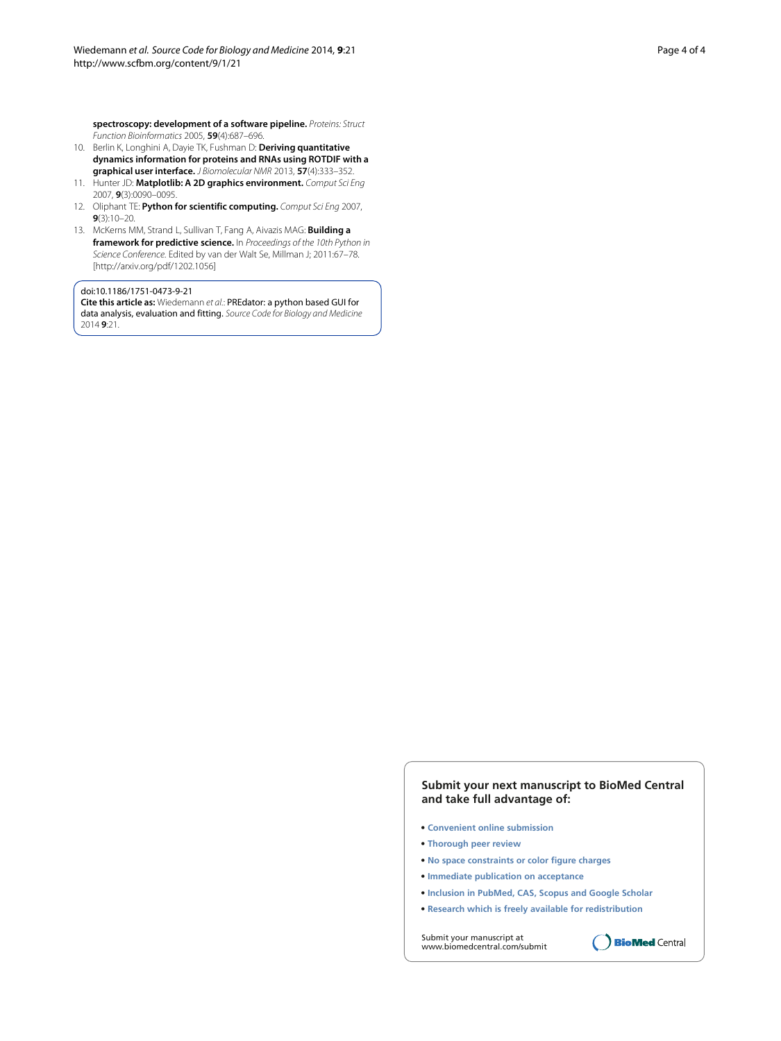**spectroscopy: development of a software pipeline.** *Proteins: Struct Function Bioinformatics* 2005, **59**(4):687–696.

10. Berlin K, Longhini A, Dayie TK, Fushman D: **Deriving quantitative dynamics information for proteins and RNAs using ROTDIF with a graphical user interface.** *J Biomolecular NMR* 2013, **57**(4):333–352.
11. Hunter JD: **Matplotlib: A 2D graphics environment.** *Comput Sci Eng* 2007, **9**(3):0090–0095.
12. Oliphant TE: **Python for scientific computing.** *Comput Sci Eng* 2007, **9**(3):10–20.
13. McKerns MM, Strand L, Sullivan T, Fang A, Aivazis MAG: **Building a framework for predictive science.** In *Proceedings of the 10th Python in Science Conference.* Edited by van der Walt Se, Millman J; 2011:67–78. [http://arxiv.org/pdf/1202.1056]

doi:10.1186/1751-0473-9-21
**Cite this article as:** Wiedemann *et al.*: PREdator: a python based GUI for data analysis, evaluation and fitting. *Source Code for Biology and Medicine* 2014 **9**:21.

**Submit your next manuscript to BioMed Central and take full advantage of:**

- **Convenient online submission**
- **Thorough peer review**
- **No space constraints or color figure charges**
- **Immediate publication on acceptance**
- **Inclusion in PubMed, CAS, Scopus and Google Scholar**
- **Research which is freely available for redistribution**

Submit your manuscript at
www.biomedcentral.com/submit

BioMed Central